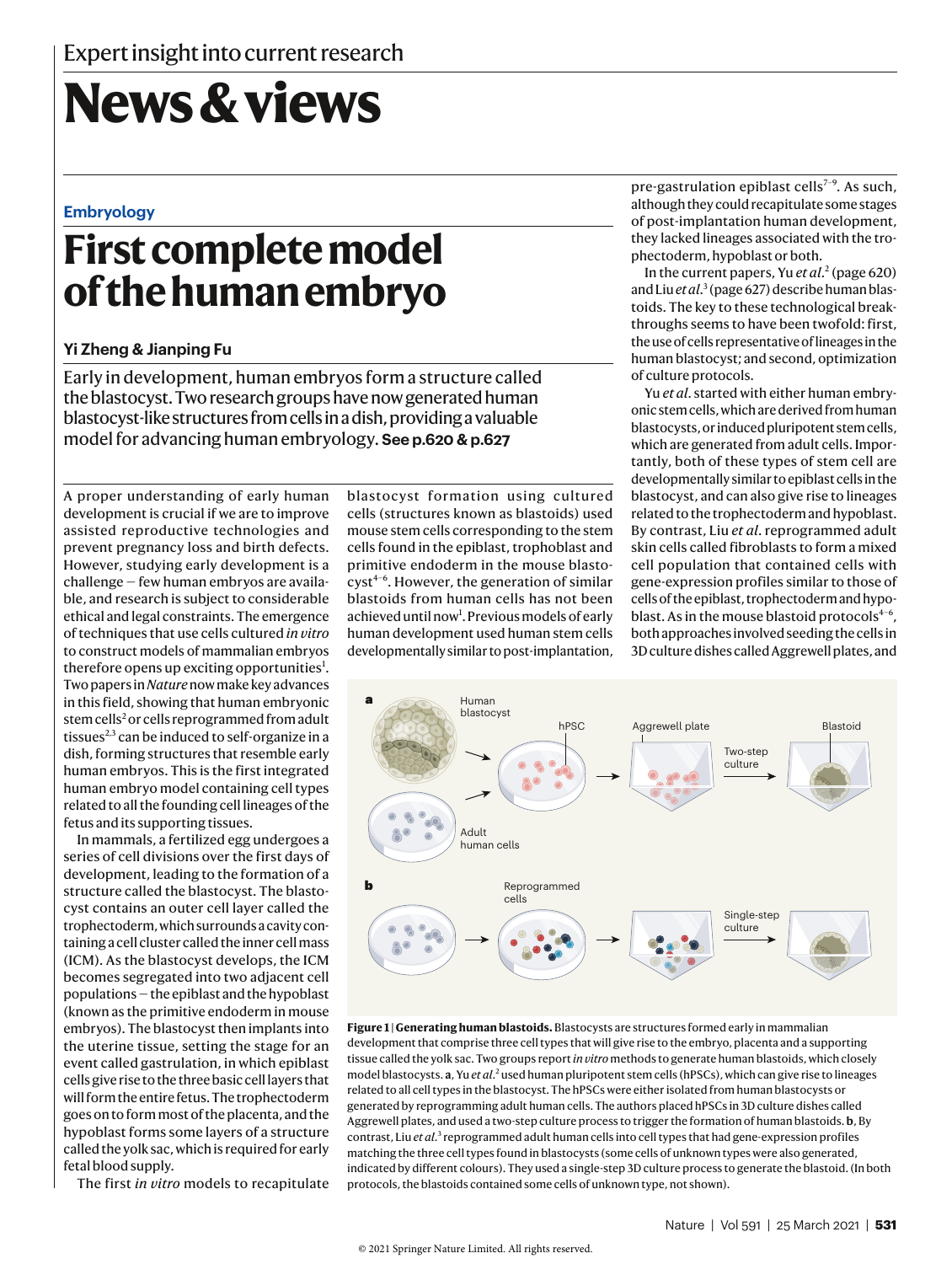Expert insight into current research

# News & views

**Embryology**

# First complete model of the human embryo

### Yi Zheng & Jianping Fu

Early in development, human embryos form a structure called the blastocyst. Two research groups have now generated human blastocyst-like structures from cells in a dish, providing a valuable model for advancing human embryology. **See p.620 & p.627**

A proper understanding of early human development is crucial if we are to improve assisted reproductive technologies and prevent pregnancy loss and birth defects. However, studying early development is a challenge — few human embryos are available, and research is subject to considerable ethical and legal constraints. The emergence of techniques that use cells cultured *in vitro* to construct models of mammalian embryos therefore opens up exciting opportunities[1]. Two papers in *Nature* now make key advances in this field, showing that human embryonic stem cells[2] or cells reprogrammed from adult tissues[2,3] can be induced to self-organize in a dish, forming structures that resemble early human embryos. This is the first integrated human embryo model containing cell types related to all the founding cell lineages of the fetus and its supporting tissues.

In mammals, a fertilized egg undergoes a series of cell divisions over the first days of development, leading to the formation of a structure called the blastocyst. The blastocyst contains an outer cell layer called the trophectoderm, which surrounds a cavity containing a cell cluster called the inner cell mass (ICM). As the blastocyst develops, the ICM becomes segregated into two adjacent cell populations — the epiblast and the hypoblast (known as the primitive endoderm in mouse embryos). The blastocyst then implants into the uterine tissue, setting the stage for an event called gastrulation, in which epiblast cells give rise to the three basic cell layers that will form the entire fetus. The trophectoderm goes on to form most of the placenta, and the hypoblast forms some layers of a structure called the yolk sac, which is required for early fetal blood supply.

The first *in vitro* models to recapitulate blastocyst formation using cultured cells (structures known as blastoids) used mouse stem cells corresponding to the stem cells found in the epiblast, trophoblast and primitive endoderm in the mouse blastocyst[4–6]. However, the generation of similar blastoids from human cells has not been achieved until now[1]. Previous models of early human development used human stem cells developmentally similar to post-implantation, pre-gastrulation epiblast cells[7–9]. As such, although they could recapitulate some stages of post-implantation human development, they lacked lineages associated with the trophectoderm, hypoblast or both.

In the current papers, Yu *et al.*[2] (page 620) and Liu *et al.*[3] (page 627) describe human blastoids. The key to these technological breakthroughs seems to have been twofold: first, the use of cells representative of lineages in the human blastocyst; and second, optimization of culture protocols.

Yu *et al.* started with either human embryonic stem cells, which are derived from human blastocysts, or induced pluripotent stem cells, which are generated from adult cells. Importantly, both of these types of stem cell are developmentally similar to epiblast cells in the blastocyst, and can also give rise to lineages related to the trophectoderm and hypoblast. By contrast, Liu *et al.* reprogrammed adult skin cells called fibroblasts to form a mixed cell population that contained cells with gene-expression profiles similar to those of cells of the epiblast, trophectoderm and hypoblast. As in the mouse blastoid protocols[4–6], both approaches involved seeding the cells in 3D culture dishes called Aggrewell plates, and

**Figure 1 | Generating human blastoids.** Blastocysts are structures formed early in mammalian development that comprise three cell types that will give rise to the embryo, placenta and a supporting tissue called the yolk sac. Two groups report *in vitro* methods to generate human blastoids, which closely model blastocysts. **a**, Yu *et al.*[2] used human pluripotent stem cells (hPSCs), which can give rise to lineages related to all cell types in the blastocyst. The hPSCs were either isolated from human blastocysts or generated by reprogramming adult human cells. The authors placed hPSCs in 3D culture dishes called Aggrewell plates, and used a two-step culture process to trigger the formation of human blastoids. **b**, By contrast, Liu *et al.*[3] reprogrammed adult human cells into cell types that had gene-expression profiles matching the three cell types found in blastocysts (some cells of unknown types were also generated, indicated by different colours). They used a single-step 3D culture process to generate the blastoid. (In both protocols, the blastoids contained some cells of unknown type, not shown).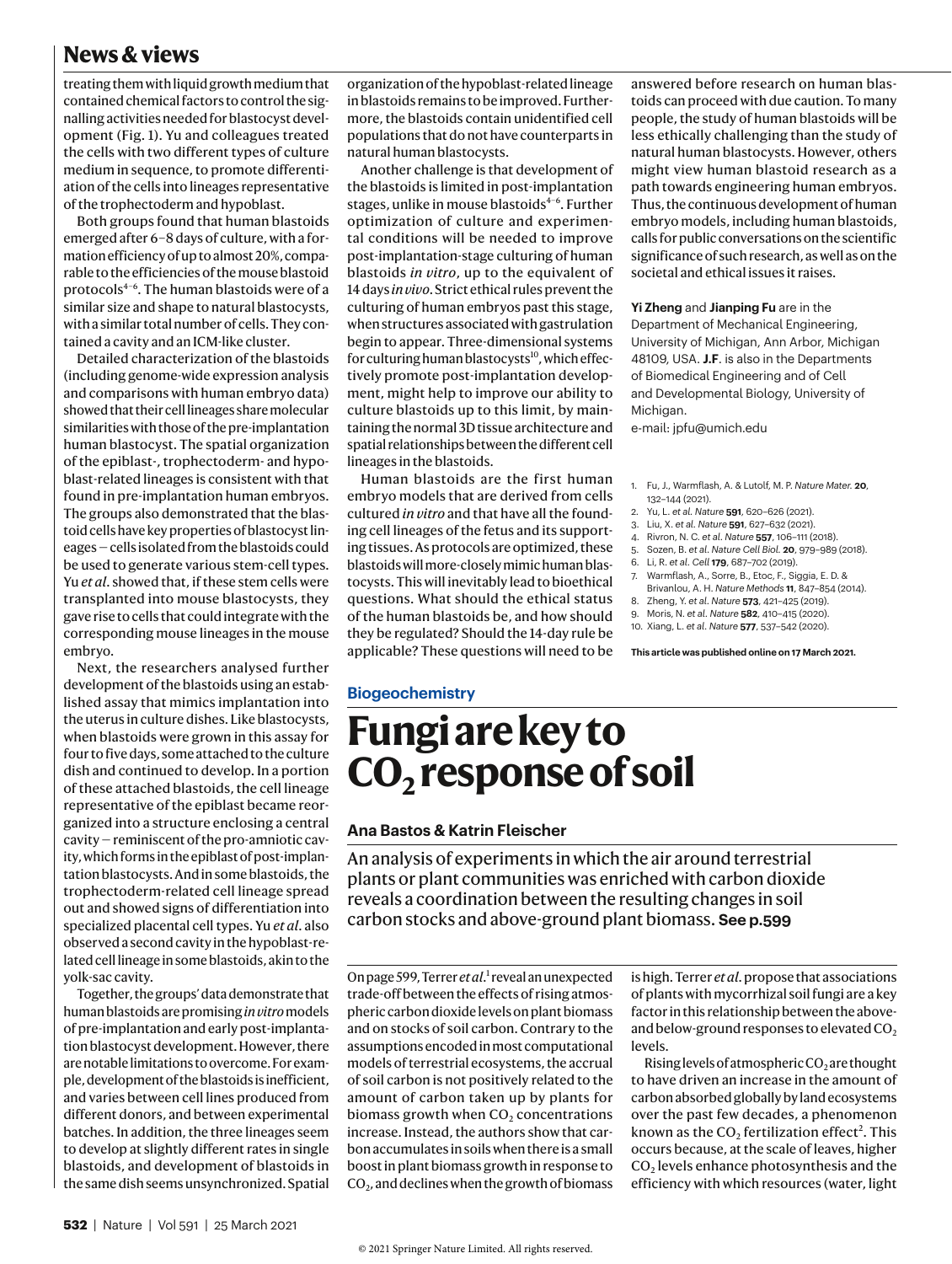treating them with liquid growth medium that contained chemical factors to control the signalling activities needed for blastocyst development (Fig. 1). Yu and colleagues treated the cells with two different types of culture medium in sequence, to promote differentiation of the cells into lineages representative of the trophectoderm and hypoblast.

Both groups found that human blastoids emerged after 6–8 days of culture, with a formation efficiency of up to almost 20%, comparable to the efficiencies of the mouse blastoid protocols[4–6]. The human blastoids were of a similar size and shape to natural blastocysts, with a similar total number of cells. They contained a cavity and an ICM-like cluster.

Detailed characterization of the blastoids (including genome-wide expression analysis and comparisons with human embryo data) showed that their cell lineages share molecular similarities with those of the pre-implantation human blastocyst. The spatial organization of the epiblast-, trophectoderm- and hypoblast-related lineages is consistent with that found in pre-implantation human embryos. The groups also demonstrated that the blastoid cells have key properties of blastocyst lineages — cells isolated from the blastoids could be used to generate various stem-cell types. Yu *et al.* showed that, if these stem cells were transplanted into mouse blastocysts, they gave rise to cells that could integrate with the corresponding mouse lineages in the mouse embryo.

Next, the researchers analysed further development of the blastoids using an established assay that mimics implantation into the uterus in culture dishes. Like blastocysts, when blastoids were grown in this assay for four to five days, some attached to the culture dish and continued to develop. In a portion of these attached blastoids, the cell lineage representative of the epiblast became reorganized into a structure enclosing a central cavity — reminiscent of the pro-amniotic cavity, which forms in the epiblast of post-implantation blastocysts. And in some blastoids, the trophectoderm-related cell lineage spread out and showed signs of differentiation into specialized placental cell types. Yu *et al.* also observed a second cavity in the hypoblast-related cell lineage in some blastoids, akin to the yolk-sac cavity.

Together, the groups' data demonstrate that human blastoids are promising *in vitro* models of pre-implantation and early post-implantation blastocyst development. However, there are notable limitations to overcome. For example, development of the blastoids is inefficient, and varies between cell lines produced from different donors, and between experimental batches. In addition, the three lineages seem to develop at slightly different rates in single blastoids, and development of blastoids in the same dish seems unsynchronized. Spatial organization of the hypoblast-related lineage in blastoids remains to be improved. Furthermore, the blastoids contain unidentified cell populations that do not have counterparts in natural human blastocysts.

Another challenge is that development of the blastoids is limited in post-implantation stages, unlike in mouse blastoids[4–6]. Further optimization of culture and experimental conditions will be needed to improve post-implantation-stage culturing of human blastoids *in vitro*, up to the equivalent of 14 days *in vivo*. Strict ethical rules prevent the culturing of human embryos past this stage, when structures associated with gastrulation begin to appear. Three-dimensional systems for culturing human blastocysts[10], which effectively promote post-implantation development, might help to improve our ability to culture blastoids up to this limit, by maintaining the normal 3D tissue architecture and spatial relationships between the different cell lineages in the blastoids.

Human blastoids are the first human embryo models that are derived from cells cultured *in vitro* and that have all the founding cell lineages of the fetus and its supporting tissues. As protocols are optimized, these blastoids will more-closely mimic human blastocysts. This will inevitably lead to bioethical questions. What should the ethical status of the human blastoids be, and how should they be regulated? Should the 14-day rule be applicable? These questions will need to be answered before research on human blastoids can proceed with due caution. To many people, the study of human blastoids will be less ethically challenging than the study of natural human blastocysts. However, others might view human blastoid research as a path towards engineering human embryos. Thus, the continuous development of human embryo models, including human blastoids, calls for public conversations on the scientific significance of such research, as well as on the societal and ethical issues it raises.

**Yi Zheng** and **Jianping Fu** are in the Department of Mechanical Engineering, University of Michigan, Ann Arbor, Michigan 48109, USA. **J.F.** is also in the Departments of Biomedical Engineering and of Cell and Developmental Biology, University of Michigan.
e-mail: jpfu@umich.edu

1. Fu, J., Warmflash, A. & Lutolf, M. P. *Nature Mater.* **20**, 132–144 (2021).
2. Yu, L. *et al. Nature* **591**, 620–626 (2021).
3. Liu, X. *et al. Nature* **591**, 627–632 (2021).
4. Rivron, N. C. *et al. Nature* **557**, 106–111 (2018).
5. Sozen, B. *et al. Nature Cell Biol.* **20**, 979–989 (2018).
6. Li, R. *et al. Cell* **179**, 687–702 (2019).
7. Warmflash, A., Sorre, B., Etoc, F., Siggia, E. D. & Brivanlou, A. H. *Nature Methods* **11**, 847–854 (2014).
8. Zheng, Y. *et al. Nature* **573**, 421–425 (2019).
9. Moris, N. *et al. Nature* **582**, 410–415 (2020).
10. Xiang, L. *et al. Nature* **577**, 537–542 (2020).

**This article was published online on 17 March 2021.**

**Biogeochemistry**

# Fungi are key to $CO_2$ response of soil

## Ana Bastos & Katrin Fleischer

An analysis of experiments in which the air around terrestrial plants or plant communities was enriched with carbon dioxide reveals a coordination between the resulting changes in soil carbon stocks and above-ground plant biomass. **See p.599**

On page 599, Terrer *et al.*[1] reveal an unexpected trade-off between the effects of rising atmospheric carbon dioxide levels on plant biomass and on stocks of soil carbon. Contrary to the assumptions encoded in most computational models of terrestrial ecosystems, the accrual of soil carbon is not positively related to the amount of carbon taken up by plants for biomass growth when $CO_2$ concentrations increase. Instead, the authors show that carbon accumulates in soils when there is a small boost in plant biomass growth in response to $CO_2$, and declines when the growth of biomass is high. Terrer *et al.* propose that associations of plants with mycorrhizal soil fungi are a key factor in this relationship between the above- and below-ground responses to elevated $CO_2$ levels.

Rising levels of atmospheric $CO_2$ are thought to have driven an increase in the amount of carbon absorbed globally by land ecosystems over the past few decades, a phenomenon known as the $CO_2$ fertilization effect[2]. This occurs because, at the scale of leaves, higher $CO_2$ levels enhance photosynthesis and the efficiency with which resources (water, light